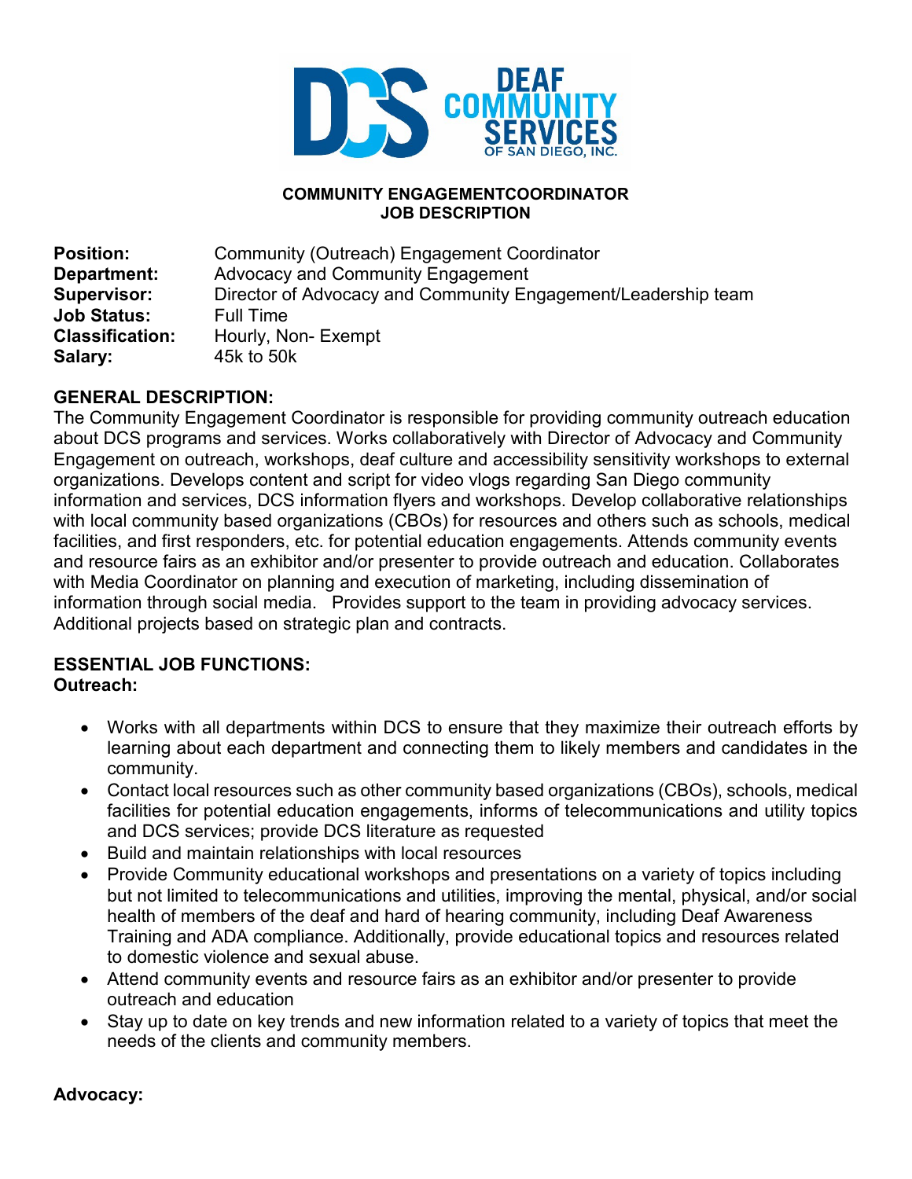DEAF COMMUNITY SERVICES OF SAN DIEGO, INC.

**COMMUNITY ENGAGEMENTCOORDINATOR**
**JOB DESCRIPTION**

**Position:** Community (Outreach) Engagement Coordinator
**Department:** Advocacy and Community Engagement
**Supervisor:** Director of Advocacy and Community Engagement/Leadership team
**Job Status:** Full Time
**Classification:** Hourly, Non- Exempt
**Salary:** 45k to 50k

## GENERAL DESCRIPTION:

The Community Engagement Coordinator is responsible for providing community outreach education about DCS programs and services. Works collaboratively with Director of Advocacy and Community Engagement on outreach, workshops, deaf culture and accessibility sensitivity workshops to external organizations. Develops content and script for video vlogs regarding San Diego community information and services, DCS information flyers and workshops. Develop collaborative relationships with local community based organizations (CBOs) for resources and others such as schools, medical facilities, and first responders, etc. for potential education engagements. Attends community events and resource fairs as an exhibitor and/or presenter to provide outreach and education. Collaborates with Media Coordinator on planning and execution of marketing, including dissemination of information through social media. Provides support to the team in providing advocacy services. Additional projects based on strategic plan and contracts.

## ESSENTIAL JOB FUNCTIONS:

**Outreach:**

- Works with all departments within DCS to ensure that they maximize their outreach efforts by learning about each department and connecting them to likely members and candidates in the community.
- Contact local resources such as other community based organizations (CBOs), schools, medical facilities for potential education engagements, informs of telecommunications and utility topics and DCS services; provide DCS literature as requested
- Build and maintain relationships with local resources
- Provide Community educational workshops and presentations on a variety of topics including but not limited to telecommunications and utilities, improving the mental, physical, and/or social health of members of the deaf and hard of hearing community, including Deaf Awareness Training and ADA compliance. Additionally, provide educational topics and resources related to domestic violence and sexual abuse.
- Attend community events and resource fairs as an exhibitor and/or presenter to provide outreach and education
- Stay up to date on key trends and new information related to a variety of topics that meet the needs of the clients and community members.

**Advocacy:**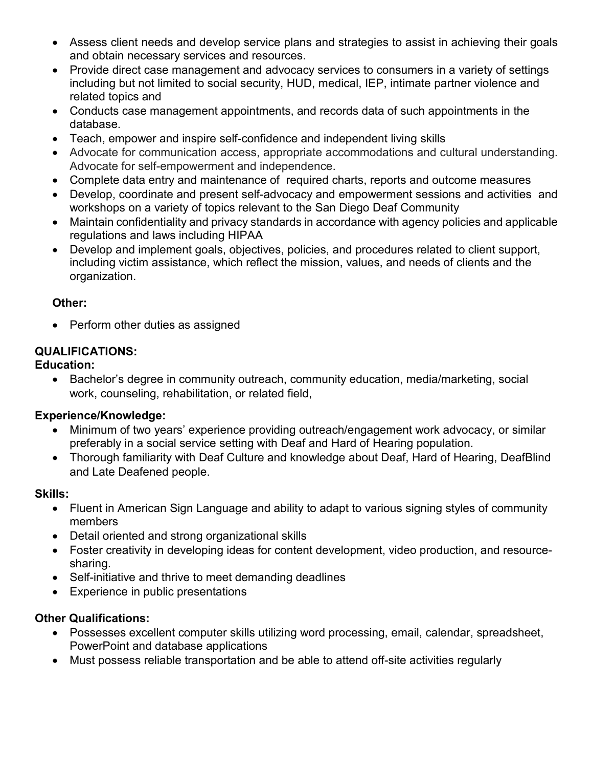- Assess client needs and develop service plans and strategies to assist in achieving their goals and obtain necessary services and resources.
- Provide direct case management and advocacy services to consumers in a variety of settings including but not limited to social security, HUD, medical, IEP, intimate partner violence and related topics and
- Conducts case management appointments, and records data of such appointments in the database.
- Teach, empower and inspire self-confidence and independent living skills
- Advocate for communication access, appropriate accommodations and cultural understanding. Advocate for self-empowerment and independence.
- Complete data entry and maintenance of required charts, reports and outcome measures
- Develop, coordinate and present self-advocacy and empowerment sessions and activities and workshops on a variety of topics relevant to the San Diego Deaf Community
- Maintain confidentiality and privacy standards in accordance with agency policies and applicable regulations and laws including HIPAA
- Develop and implement goals, objectives, policies, and procedures related to client support, including victim assistance, which reflect the mission, values, and needs of clients and the organization.

**Other:**

- Perform other duties as assigned

**QUALIFICATIONS:**

**Education:**

- Bachelor's degree in community outreach, community education, media/marketing, social work, counseling, rehabilitation, or related field,

**Experience/Knowledge:**

- Minimum of two years' experience providing outreach/engagement work advocacy, or similar preferably in a social service setting with Deaf and Hard of Hearing population.
- Thorough familiarity with Deaf Culture and knowledge about Deaf, Hard of Hearing, DeafBlind and Late Deafened people.

**Skills:**

- Fluent in American Sign Language and ability to adapt to various signing styles of community members
- Detail oriented and strong organizational skills
- Foster creativity in developing ideas for content development, video production, and resource-sharing.
- Self-initiative and thrive to meet demanding deadlines
- Experience in public presentations

**Other Qualifications:**

- Possesses excellent computer skills utilizing word processing, email, calendar, spreadsheet, PowerPoint and database applications
- Must possess reliable transportation and be able to attend off-site activities regularly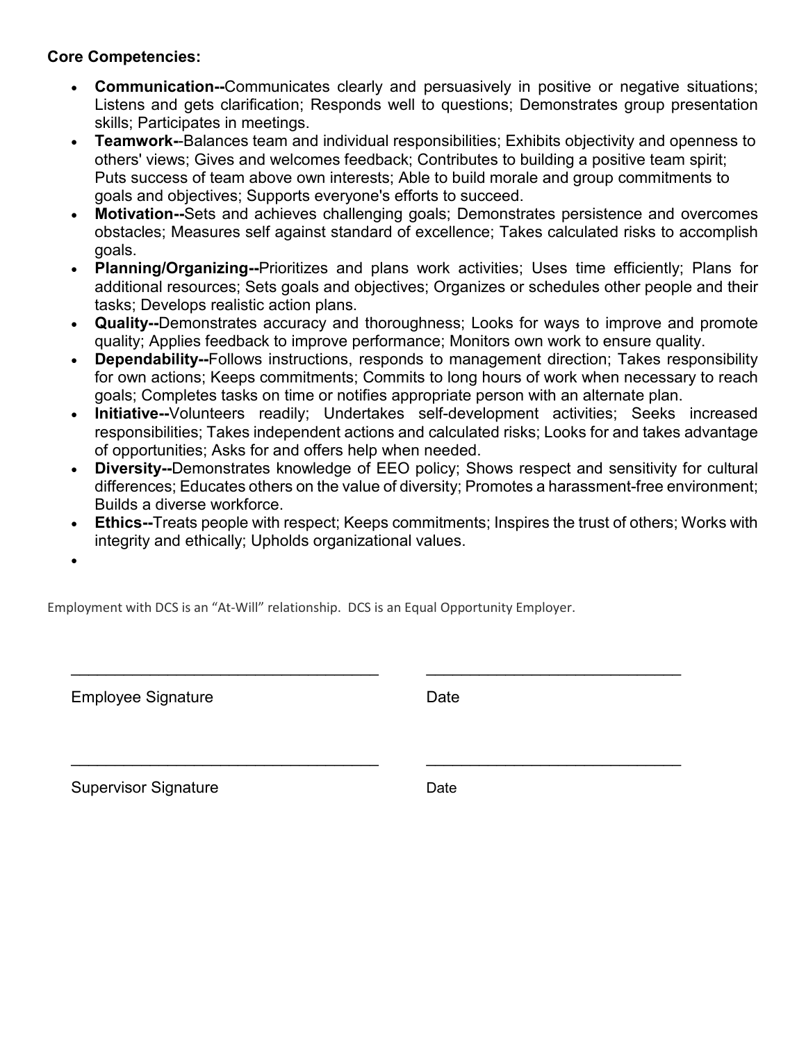**Core Competencies:**

- **Communication--**Communicates clearly and persuasively in positive or negative situations; Listens and gets clarification; Responds well to questions; Demonstrates group presentation skills; Participates in meetings.
- **Teamwork-**-Balances team and individual responsibilities; Exhibits objectivity and openness to others' views; Gives and welcomes feedback; Contributes to building a positive team spirit; Puts success of team above own interests; Able to build morale and group commitments to goals and objectives; Supports everyone's efforts to succeed.
- **Motivation--**Sets and achieves challenging goals; Demonstrates persistence and overcomes obstacles; Measures self against standard of excellence; Takes calculated risks to accomplish goals.
- **Planning/Organizing--**Prioritizes and plans work activities; Uses time efficiently; Plans for additional resources; Sets goals and objectives; Organizes or schedules other people and their tasks; Develops realistic action plans.
- **Quality--**Demonstrates accuracy and thoroughness; Looks for ways to improve and promote quality; Applies feedback to improve performance; Monitors own work to ensure quality.
- **Dependability--**Follows instructions, responds to management direction; Takes responsibility for own actions; Keeps commitments; Commits to long hours of work when necessary to reach goals; Completes tasks on time or notifies appropriate person with an alternate plan.
- **Initiative--**Volunteers readily; Undertakes self-development activities; Seeks increased responsibilities; Takes independent actions and calculated risks; Looks for and takes advantage of opportunities; Asks for and offers help when needed.
- **Diversity--**Demonstrates knowledge of EEO policy; Shows respect and sensitivity for cultural differences; Educates others on the value of diversity; Promotes a harassment-free environment; Builds a diverse workforce.
- **Ethics--**Treats people with respect; Keeps commitments; Inspires the trust of others; Works with integrity and ethically; Upholds organizational values.

Employment with DCS is an “At-Will” relationship. DCS is an Equal Opportunity Employer.

\_\_\_\_\_\_\_\_\_\_\_\_\_\_\_\_\_\_\_\_\_\_\_\_\_\_\_\_\_\_\_\_\_\_\_ \_\_\_\_\_\_\_\_\_\_\_\_\_\_\_\_\_\_\_\_\_\_\_\_\_\_\_\_\_

Employee Signature Date

\_\_\_\_\_\_\_\_\_\_\_\_\_\_\_\_\_\_\_\_\_\_\_\_\_\_\_\_\_\_\_\_\_\_\_ \_\_\_\_\_\_\_\_\_\_\_\_\_\_\_\_\_\_\_\_\_\_\_\_\_\_\_\_\_

Supervisor Signature Date